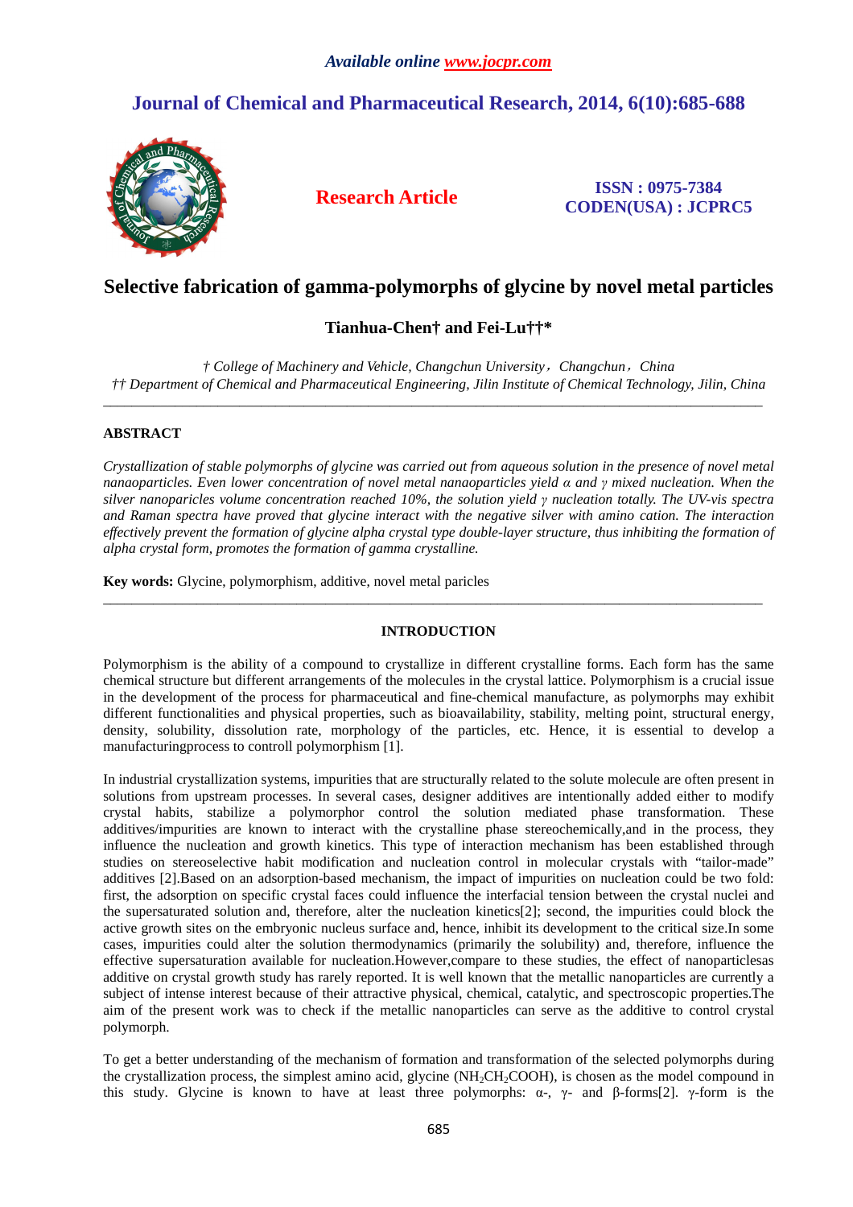# Selective fabrication of gamma-polymorphs of glycine by novel metal particles

**Tianhua-Chen† and Fei-Lu††\***

*† College of Machinery and Vehicle, Changchun University，Changchun，China*
*†† Department of Chemical and Pharmaceutical Engineering, Jilin Institute of Chemical Technology, Jilin, China*

---

## ABSTRACT

*Crystallization of stable polymorphs of glycine was carried out from aqueous solution in the presence of novel metal nanaoparticles. Even lower concentration of novel metal nanaoparticles yield α and γ mixed nucleation. When the silver nanoparicles volume concentration reached 10%, the solution yield γ nucleation totally. The UV-vis spectra and Raman spectra have proved that glycine interact with the negative silver with amino cation. The interaction effectively prevent the formation of glycine alpha crystal type double-layer structure, thus inhibiting the formation of alpha crystal form, promotes the formation of gamma crystalline.*

**Key words:** Glycine, polymorphism, additive, novel metal paricles

---

## INTRODUCTION

Polymorphism is the ability of a compound to crystallize in different crystalline forms. Each form has the same chemical structure but different arrangements of the molecules in the crystal lattice. Polymorphism is a crucial issue in the development of the process for pharmaceutical and fine-chemical manufacture, as polymorphs may exhibit different functionalities and physical properties, such as bioavailability, stability, melting point, structural energy, density, solubility, dissolution rate, morphology of the particles, etc. Hence, it is essential to develop a manufacturingprocess to controll polymorphism [1].

In industrial crystallization systems, impurities that are structurally related to the solute molecule are often present in solutions from upstream processes. In several cases, designer additives are intentionally added either to modify crystal habits, stabilize a polymorphor control the solution mediated phase transformation. These additives/impurities are known to interact with the crystalline phase stereochemically,and in the process, they influence the nucleation and growth kinetics. This type of interaction mechanism has been established through studies on stereoselective habit modification and nucleation control in molecular crystals with "tailor-made" additives [2].Based on an adsorption-based mechanism, the impact of impurities on nucleation could be two fold: first, the adsorption on specific crystal faces could influence the interfacial tension between the crystal nuclei and the supersaturated solution and, therefore, alter the nucleation kinetics[2]; second, the impurities could block the active growth sites on the embryonic nucleus surface and, hence, inhibit its development to the critical size.In some cases, impurities could alter the solution thermodynamics (primarily the solubility) and, therefore, influence the effective supersaturation available for nucleation.However,compare to these studies, the effect of nanoparticlesas additive on crystal growth study has rarely reported. It is well known that the metallic nanoparticles are currently a subject of intense interest because of their attractive physical, chemical, catalytic, and spectroscopic properties.The aim of the present work was to check if the metallic nanoparticles can serve as the additive to control crystal polymorph.

To get a better understanding of the mechanism of formation and transformation of the selected polymorphs during the crystallization process, the simplest amino acid, glycine ($NH_2CH_2COOH$), is chosen as the model compound in this study. Glycine is known to have at least three polymorphs: α-, γ- and β-forms[2]. γ-form is the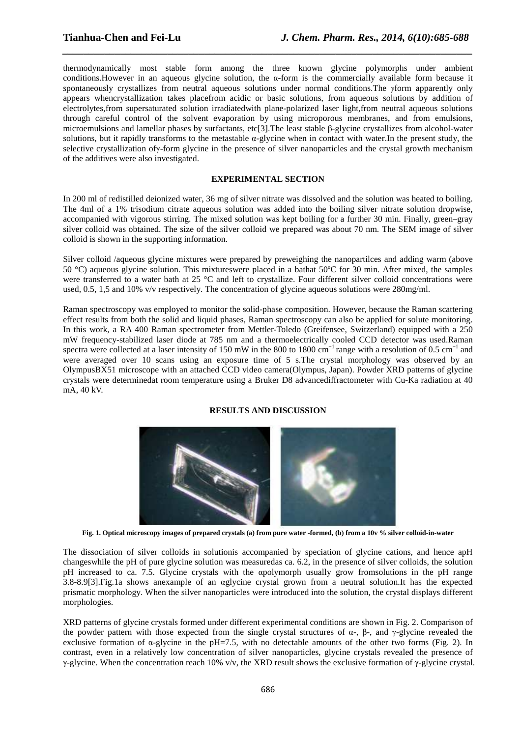thermodynamically most stable form among the three known glycine polymorphs under ambient conditions.However in an aqueous glycine solution, the α-form is the commercially available form because it spontaneously crystallizes from neutral aqueous solutions under normal conditions.The γform apparently only appears whencrystallization takes placefrom acidic or basic solutions, from aqueous solutions by addition of electrolytes,from supersaturated solution irradiatedwith plane-polarized laser light,from neutral aqueous solutions through careful control of the solvent evaporation by using microporous membranes, and from emulsions, microemulsions and lamellar phases by surfactants, etc[3].The least stable β-glycine crystallizes from alcohol-water solutions, but it rapidly transforms to the metastable α-glycine when in contact with water.In the present study, the selective crystallization ofγ-form glycine in the presence of silver nanoparticles and the crystal growth mechanism of the additives were also investigated.

## EXPERIMENTAL SECTION

In 200 ml of redistilled deionized water, 36 mg of silver nitrate was dissolved and the solution was heated to boiling. The 4ml of a 1% trisodium citrate aqueous solution was added into the boiling silver nitrate solution dropwise, accompanied with vigorous stirring. The mixed solution was kept boiling for a further 30 min. Finally, green–gray silver colloid was obtained. The size of the silver colloid we prepared was about 70 nm. The SEM image of silver colloid is shown in the supporting information.

Silver colloid /aqueous glycine mixtures were prepared by preweighing the nanopartilces and adding warm (above 50 °C) aqueous glycine solution. This mixtureswere placed in a bathat 50ºC for 30 min. After mixed, the samples were transferred to a water bath at 25 °C and left to crystallize. Four different silver colloid concentrations were used, 0.5, 1,5 and 10% v/v respectively. The concentration of glycine aqueous solutions were 280mg/ml.

Raman spectroscopy was employed to monitor the solid-phase composition. However, because the Raman scattering effect results from both the solid and liquid phases, Raman spectroscopy can also be applied for solute monitoring. In this work, a RA 400 Raman spectrometer from Mettler-Toledo (Greifensee, Switzerland) equipped with a 250 mW frequency-stabilized laser diode at 785 nm and a thermoelectrically cooled CCD detector was used.Raman spectra were collected at a laser intensity of 150 mW in the 800 to 1800 $cm^{-1}$ range with a resolution of 0.5 $cm^{-1}$ and were averaged over 10 scans using an exposure time of 5 s.The crystal morphology was observed by an OlympusBX51 microscope with an attached CCD video camera(Olympus, Japan). Powder XRD patterns of glycine crystals were determinedat room temperature using a Bruker D8 advancediffractometer with Cu-Ka radiation at 40 mA, 40 kV.

## RESULTS AND DISCUSSION

**Fig. 1. Optical microscopy images of prepared crystals (a) from pure water -formed, (b) from a 10v % silver colloid-in-water**

The dissociation of silver colloids in solutionis accompanied by speciation of glycine cations, and hence apH changeswhile the pH of pure glycine solution was measuredas ca. 6.2, in the presence of silver colloids, the solution pH increased to ca. 7.5. Glycine crystals with the αpolymorph usually grow fromsolutions in the pH range 3.8-8.9[3].Fig.1a shows anexample of an αglycine crystal grown from a neutral solution.It has the expected prismatic morphology. When the silver nanoparticles were introduced into the solution, the crystal displays different morphologies.

XRD patterns of glycine crystals formed under different experimental conditions are shown in Fig. 2. Comparison of the powder pattern with those expected from the single crystal structures of α-, β-, and γ-glycine revealed the exclusive formation of α-glycine in the pH=7.5, with no detectable amounts of the other two forms (Fig. 2). In contrast, even in a relatively low concentration of silver nanoparticles, glycine crystals revealed the presence of γ-glycine. When the concentration reach 10% v/v, the XRD result shows the exclusive formation of γ-glycine crystal.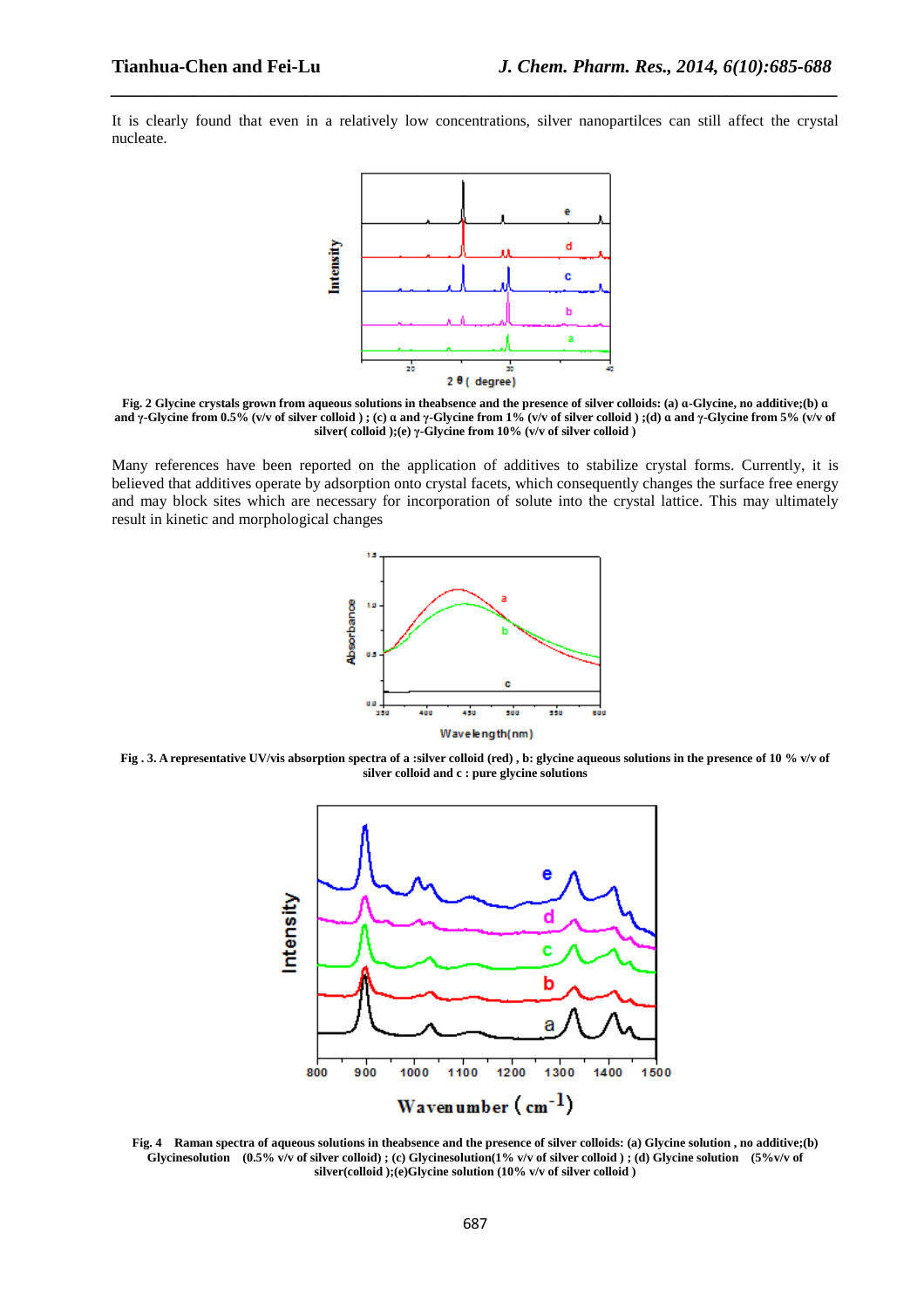It is clearly found that even in a relatively low concentrations, silver nanopartilces can still affect the crystal nucleate.

**Fig. 2 Glycine crystals grown from aqueous solutions in theabsence and the presence of silver colloids: (a) α-Glycine, no additive;(b) α and γ-Glycine from 0.5% (v/v of silver colloid ) ; (c) α and γ-Glycine from 1% (v/v of silver colloid ) ;(d) α and γ-Glycine from 5% (v/v of silver( colloid );(e) γ-Glycine from 10% (v/v of silver colloid )**

Many references have been reported on the application of additives to stabilize crystal forms. Currently, it is believed that additives operate by adsorption onto crystal facets, which consequently changes the surface free energy and may block sites which are necessary for incorporation of solute into the crystal lattice. This may ultimately result in kinetic and morphological changes

**Fig . 3. A representative UV/vis absorption spectra of a :silver colloid (red) , b: glycine aqueous solutions in the presence of 10 % v/v of silver colloid and c : pure glycine solutions**

**Fig. 4 Raman spectra of aqueous solutions in theabsence and the presence of silver colloids: (a) Glycine solution , no additive;(b) Glycinesolution (0.5% v/v of silver colloid) ; (c) Glycinesolution(1% v/v of silver colloid ) ; (d) Glycine solution (5%v/v of silver(colloid );(e)Glycine solution (10% v/v of silver colloid )**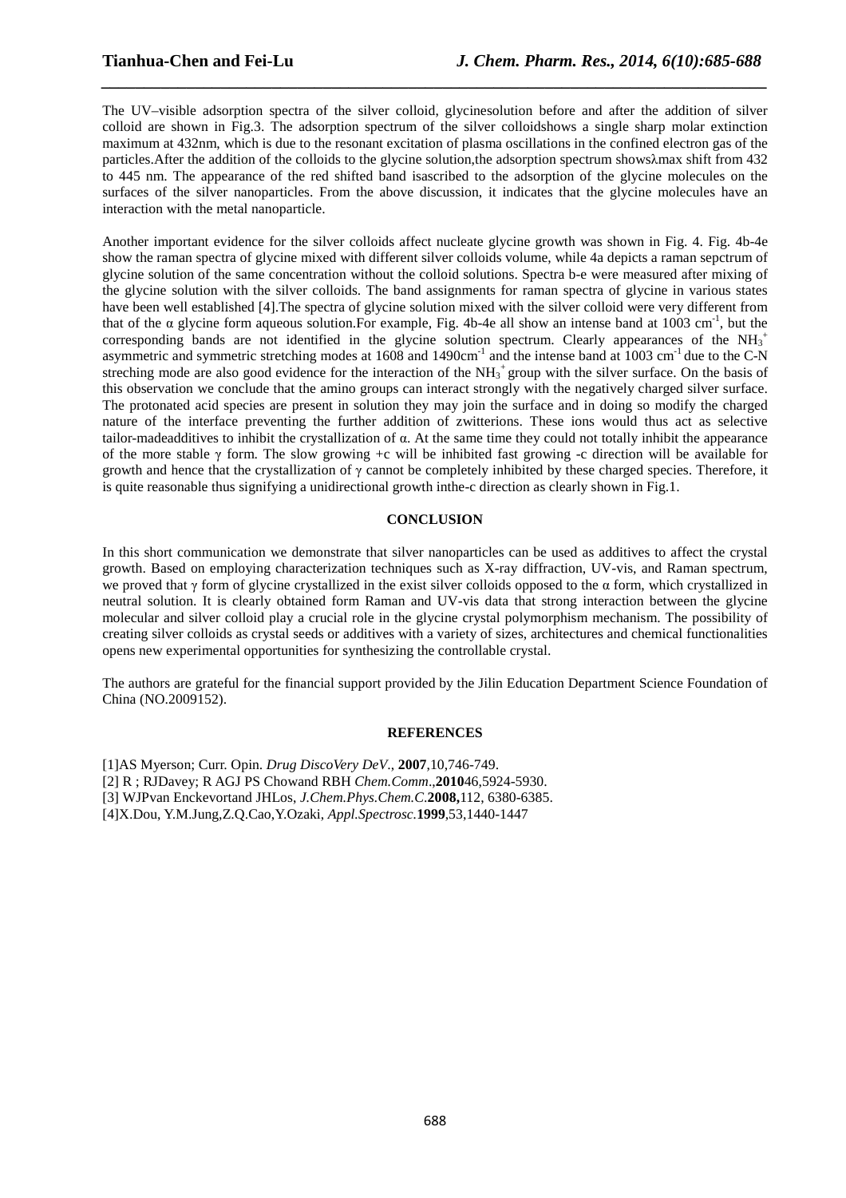The UV–visible adsorption spectra of the silver colloid, glycinesolution before and after the addition of silver colloid are shown in Fig.3. The adsorption spectrum of the silver colloidshows a single sharp molar extinction maximum at 432nm, which is due to the resonant excitation of plasma oscillations in the confined electron gas of the particles.After the addition of the colloids to the glycine solution,the adsorption spectrum showsλmax shift from 432 to 445 nm. The appearance of the red shifted band isascribed to the adsorption of the glycine molecules on the surfaces of the silver nanoparticles. From the above discussion, it indicates that the glycine molecules have an interaction with the metal nanoparticle.

Another important evidence for the silver colloids affect nucleate glycine growth was shown in Fig. 4. Fig. 4b-4e show the raman spectra of glycine mixed with different silver colloids volume, while 4a depicts a raman sepctrum of glycine solution of the same concentration without the colloid solutions. Spectra b-e were measured after mixing of the glycine solution with the silver colloids. The band assignments for raman spectra of glycine in various states have been well established [4].The spectra of glycine solution mixed with the silver colloid were very different from that of the α glycine form aqueous solution.For example, Fig. 4b-4e all show an intense band at 1003 $cm^{-1}$, but the corresponding bands are not identified in the glycine solution spectrum. Clearly appearances of the $NH_3^+$ asymmetric and symmetric stretching modes at 1608 and 1490$cm^{-1}$ and the intense band at 1003 $cm^{-1}$ due to the C-N streching mode are also good evidence for the interaction of the $NH_3^+$ group with the silver surface. On the basis of this observation we conclude that the amino groups can interact strongly with the negatively charged silver surface. The protonated acid species are present in solution they may join the surface and in doing so modify the charged nature of the interface preventing the further addition of zwitterions. These ions would thus act as selective tailor-madeadditives to inhibit the crystallization of α. At the same time they could not totally inhibit the appearance of the more stable γ form. The slow growing +c will be inhibited fast growing -c direction will be available for growth and hence that the crystallization of γ cannot be completely inhibited by these charged species. Therefore, it is quite reasonable thus signifying a unidirectional growth inthe-c direction as clearly shown in Fig.1.

## CONCLUSION

In this short communication we demonstrate that silver nanoparticles can be used as additives to affect the crystal growth. Based on employing characterization techniques such as X-ray diffraction, UV-vis, and Raman spectrum, we proved that γ form of glycine crystallized in the exist silver colloids opposed to the α form, which crystallized in neutral solution. It is clearly obtained form Raman and UV-vis data that strong interaction between the glycine molecular and silver colloid play a crucial role in the glycine crystal polymorphism mechanism. The possibility of creating silver colloids as crystal seeds or additives with a variety of sizes, architectures and chemical functionalities opens new experimental opportunities for synthesizing the controllable crystal.

The authors are grateful for the financial support provided by the Jilin Education Department Science Foundation of China (NO.2009152).

## REFERENCES

[1]AS Myerson; Curr. Opin. *Drug DiscoVery DeV*., **2007**,10,746-749.
[2] R ; RJDavey; R AGJ PS Chowand RBH *Chem.Comm*.,**2010**46,5924-5930.
[3] WJPvan Enckevortand JHLos, *J.Chem.Phys.Chem.C*.**2008,**112, 6380-6385.
[4]X.Dou, Y.M.Jung,Z.Q.Cao,Y.Ozaki, *Appl.Spectrosc*.**1999**,53,1440-1447